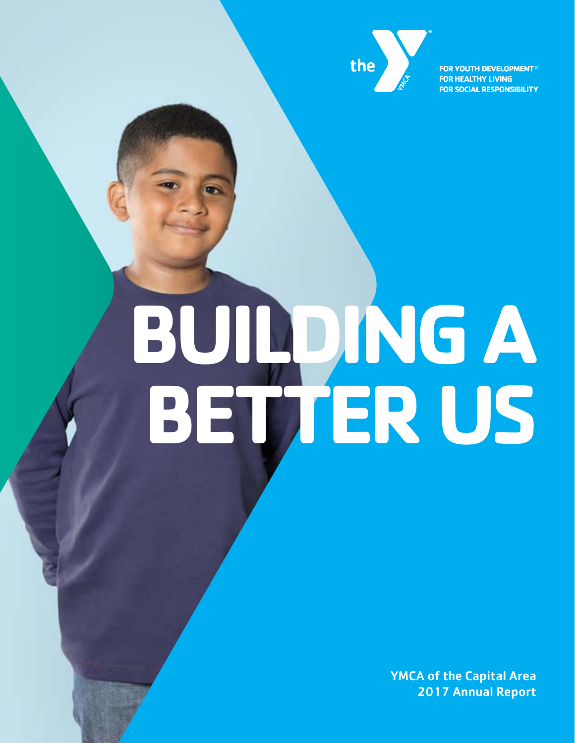the YMCA

FOR YOUTH DEVELOPMENT®
FOR HEALTHY LIVING
FOR SOCIAL RESPONSIBILITY

# BUILDING A BETTER US

YMCA of the Capital Area
2017 Annual Report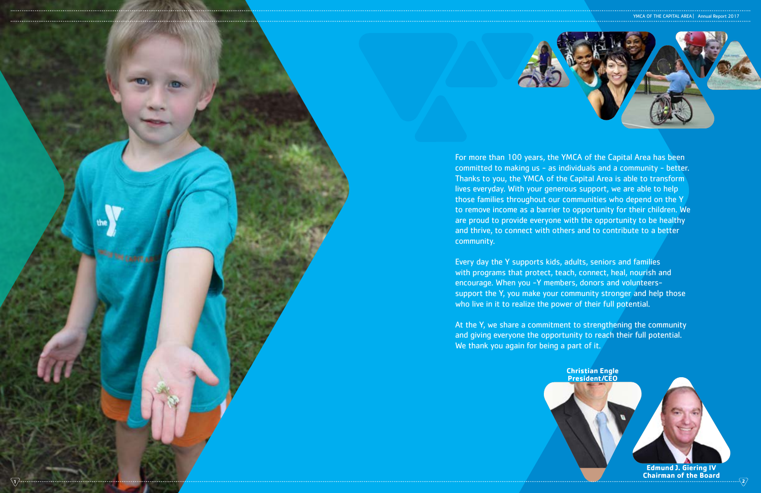For more than 100 years, the YMCA of the Capital Area has been committed to making us - as individuals and a community - better. Thanks to you, the YMCA of the Capital Area is able to transform lives everyday. With your generous support, we are able to help those families throughout our communities who depend on the Y to remove income as a barrier to opportunity for their children. We are proud to provide everyone with the opportunity to be healthy and thrive, to connect with others and to contribute to a better community.

Every day the Y supports kids, adults, seniors and families with programs that protect, teach, connect, heal, nourish and encourage. When you -Y members, donors and volunteers- support the Y, you make your community stronger and help those who live in it to realize the power of their full potential.

At the Y, we share a commitment to strengthening the community and giving everyone the opportunity to reach their full potential. We thank you again for being a part of it.

**Christian Engle**
**President/CEO**

**Edmund J. Giering IV**
**Chairman of the Board**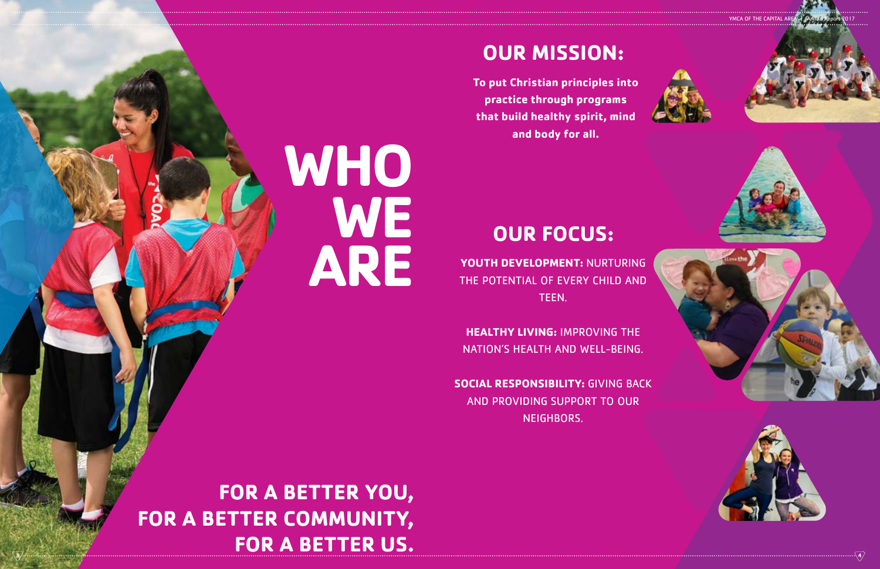# WHO WE ARE

## OUR MISSION:

**To put Christian principles into practice through programs that build healthy spirit, mind and body for all.**

## OUR FOCUS:

**YOUTH DEVELOPMENT:** NURTURING THE POTENTIAL OF EVERY CHILD AND TEEN.

**HEALTHY LIVING:** IMPROVING THE NATION'S HEALTH AND WELL-BEING.

**SOCIAL RESPONSIBILITY:** GIVING BACK AND PROVIDING SUPPORT TO OUR NEIGHBORS.

**FOR A BETTER YOU,**
**FOR A BETTER COMMUNITY,**
**FOR A BETTER US.**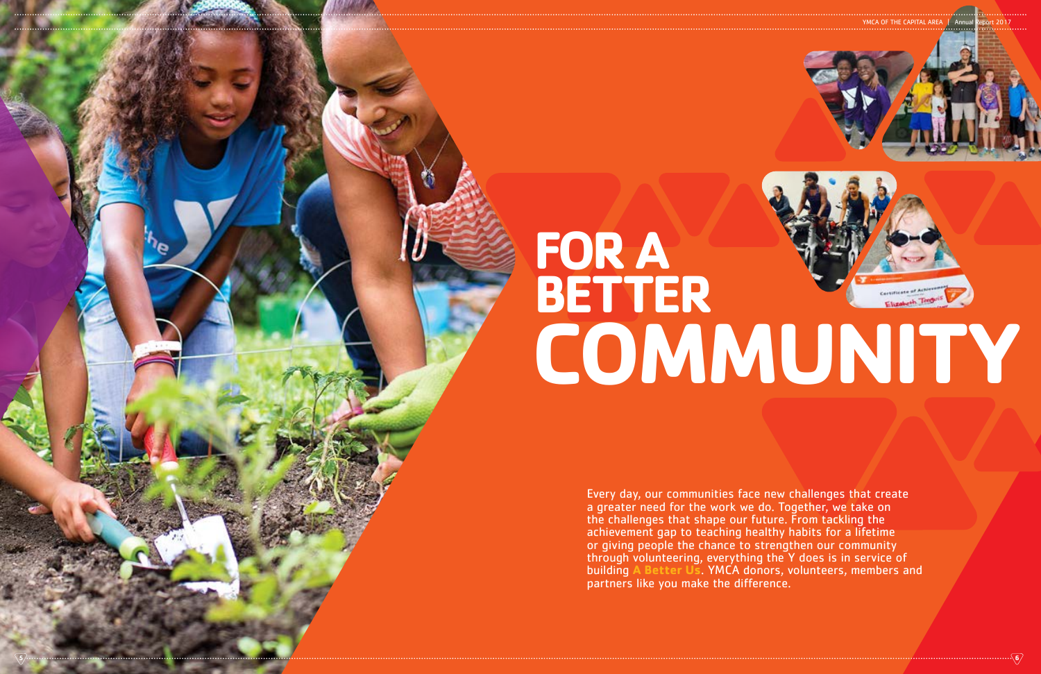# FOR A BETTER COMMUNITY

Every day, our communities face new challenges that create a greater need for the work we do. Together, we take on the challenges that shape our future. From tackling the achievement gap to teaching healthy habits for a lifetime or giving people the chance to strengthen our community through volunteering, everything the Y does is in service of building **A Better Us**. YMCA donors, volunteers, members and partners like you make the difference.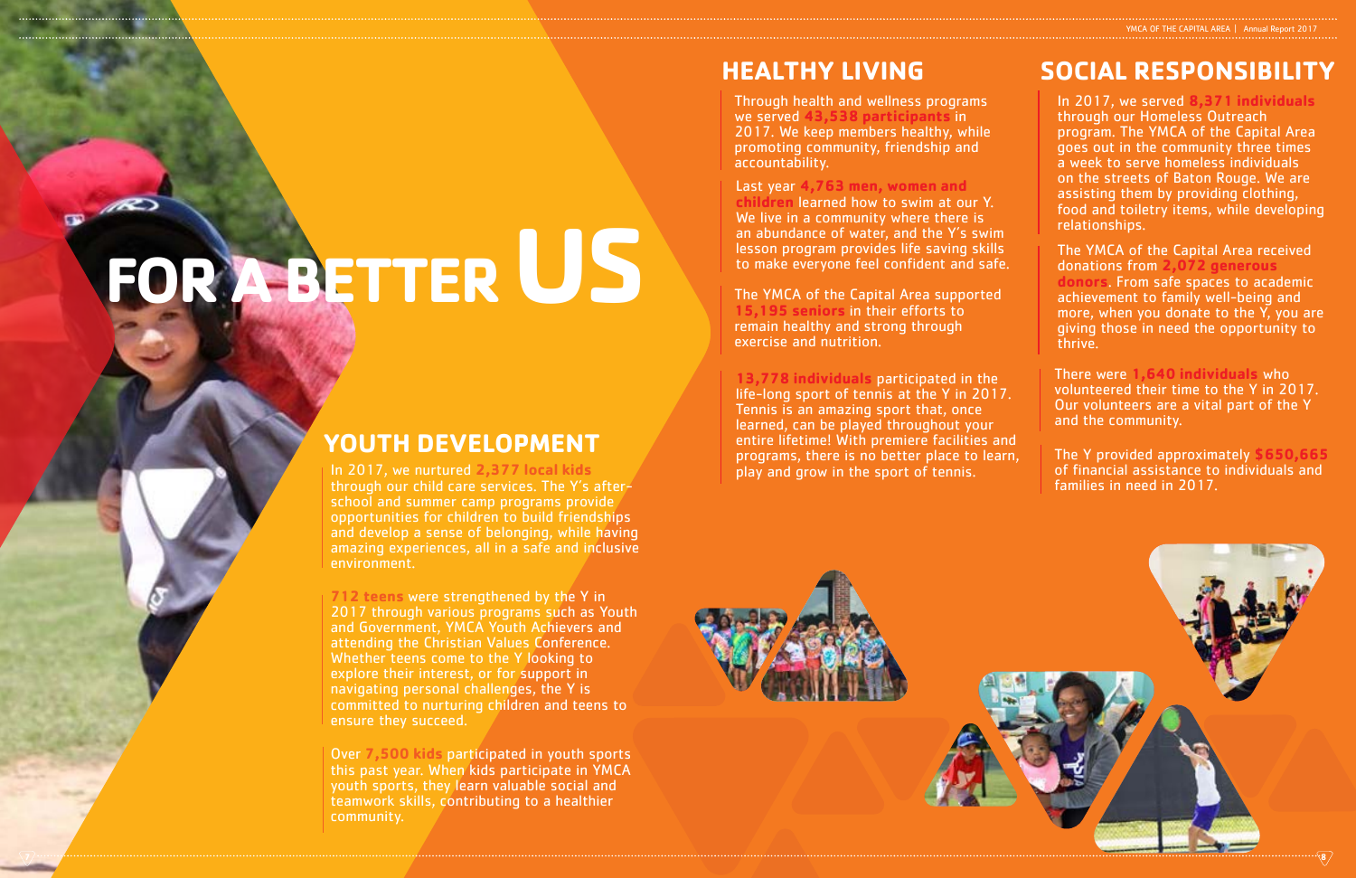# FOR A BETTER US

## YOUTH DEVELOPMENT

In 2017, we nurtured **2,377 local kids** through our child care services. The Y's after-school and summer camp programs provide opportunities for children to build friendships and develop a sense of belonging, while having amazing experiences, all in a safe and inclusive environment.

**712 teens** were strengthened by the Y in 2017 through various programs such as Youth and Government, YMCA Youth Achievers and attending the Christian Values Conference. Whether teens come to the Y looking to explore their interest, or for support in navigating personal challenges, the Y is committed to nurturing children and teens to ensure they succeed.

Over **7,500 kids** participated in youth sports this past year. When kids participate in YMCA youth sports, they learn valuable social and teamwork skills, contributing to a healthier community.

## HEALTHY LIVING

Through health and wellness programs we served **43,538 participants** in 2017. We keep members healthy, while promoting community, friendship and accountability.

Last year **4,763 men, women and children** learned how to swim at our Y. We live in a community where there is an abundance of water, and the Y's swim lesson program provides life saving skills to make everyone feel confident and safe.

The YMCA of the Capital Area supported **15,195 seniors** in their efforts to remain healthy and strong through exercise and nutrition.

**13,778 individuals** participated in the life-long sport of tennis at the Y in 2017. Tennis is an amazing sport that, once learned, can be played throughout your entire lifetime! With premiere facilities and programs, there is no better place to learn, play and grow in the sport of tennis.

## SOCIAL RESPONSIBILITY

In 2017, we served **8,371 individuals** through our Homeless Outreach program. The YMCA of the Capital Area goes out in the community three times a week to serve homeless individuals on the streets of Baton Rouge. We are assisting them by providing clothing, food and toiletry items, while developing relationships.

The YMCA of the Capital Area received donations from **2,072 generous donors**. From safe spaces to academic achievement to family well-being and more, when you donate to the Y, you are giving those in need the opportunity to thrive.

There were **1,640 individuals** who volunteered their time to the Y in 2017. Our volunteers are a vital part of the Y and the community.

The Y provided approximately **$650,665** of financial assistance to individuals and families in need in 2017.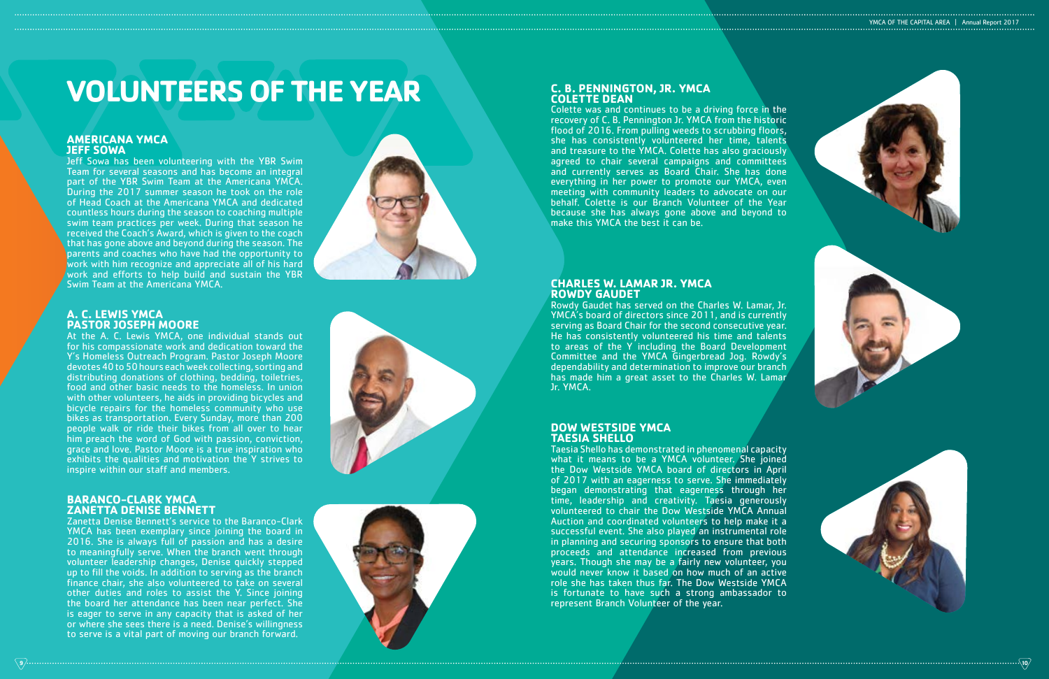# VOLUNTEERS OF THE YEAR

## AMERICANA YMCA
### JEFF SOWA

Jeff Sowa has been volunteering with the YBR Swim Team for several seasons and has become an integral part of the YBR Swim Team at the Americana YMCA. During the 2017 summer season he took on the role of Head Coach at the Americana YMCA and dedicated countless hours during the season to coaching multiple swim team practices per week. During that season he received the Coach's Award, which is given to the coach that has gone above and beyond during the season. The parents and coaches who have had the opportunity to work with him recognize and appreciate all of his hard work and efforts to help build and sustain the YBR Swim Team at the Americana YMCA.

## A. C. LEWIS YMCA
### PASTOR JOSEPH MOORE

At the A. C. Lewis YMCA, one individual stands out for his compassionate work and dedication toward the Y's Homeless Outreach Program. Pastor Joseph Moore devotes 40 to 50 hours each week collecting, sorting and distributing donations of clothing, bedding, toiletries, food and other basic needs to the homeless. In union with other volunteers, he aids in providing bicycles and bicycle repairs for the homeless community who use bikes as transportation. Every Sunday, more than 200 people walk or ride their bikes from all over to hear him preach the word of God with passion, conviction, grace and love. Pastor Moore is a true inspiration who exhibits the qualities and motivation the Y strives to inspire within our staff and members.

## BARANCO-CLARK YMCA
### ZANETTA DENISE BENNETT

Zanetta Denise Bennett's service to the Baranco-Clark YMCA has been exemplary since joining the board in 2016. She is always full of passion and has a desire to meaningfully serve. When the branch went through volunteer leadership changes, Denise quickly stepped up to fill the voids. In addition to serving as the branch finance chair, she also volunteered to take on several other duties and roles to assist the Y. Since joining the board her attendance has been near perfect. She is eager to serve in any capacity that is asked of her or where she sees there is a need. Denise's willingness to serve is a vital part of moving our branch forward.

## C. B. PENNINGTON, JR. YMCA
### COLETTE DEAN

Colette was and continues to be a driving force in the recovery of C. B. Pennington Jr. YMCA from the historic flood of 2016. From pulling weeds to scrubbing floors, she has consistently volunteered her time, talents and treasure to the YMCA. Colette has also graciously agreed to chair several campaigns and committees and currently serves as Board Chair. She has done everything in her power to promote our YMCA, even meeting with community leaders to advocate on our behalf. Colette is our Branch Volunteer of the Year because she has always gone above and beyond to make this YMCA the best it can be.

## CHARLES W. LAMAR JR. YMCA
### ROWDY GAUDET

Rowdy Gaudet has served on the Charles W. Lamar, Jr. YMCA's board of directors since 2011, and is currently serving as Board Chair for the second consecutive year. He has consistently volunteered his time and talents to areas of the Y including the Board Development Committee and the YMCA Gingerbread Jog. Rowdy's dependability and determination to improve our branch has made him a great asset to the Charles W. Lamar Jr. YMCA.

## DOW WESTSIDE YMCA
### TAESIA SHELLO

Taesia Shello has demonstrated in phenomenal capacity what it means to be a YMCA volunteer. She joined the Dow Westside YMCA board of directors in April of 2017 with an eagerness to serve. She immediately began demonstrating that eagerness through her time, leadership and creativity. Taesia generously volunteered to chair the Dow Westside YMCA Annual Auction and coordinated volunteers to help make it a successful event. She also played an instrumental role in planning and securing sponsors to ensure that both proceeds and attendance increased from previous years. Though she may be a fairly new volunteer, you would never know it based on how much of an active role she has taken thus far. The Dow Westside YMCA is fortunate to have such a strong ambassador to represent Branch Volunteer of the year.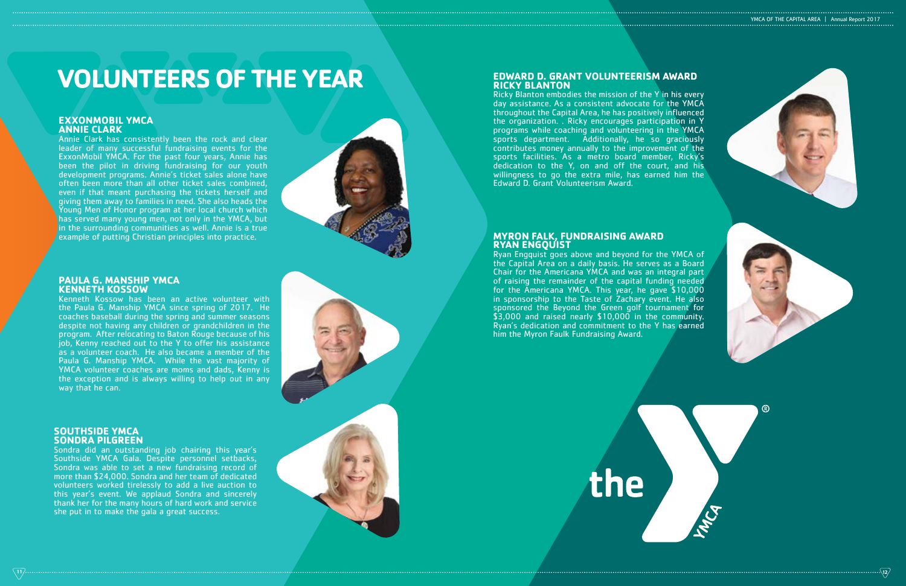# VOLUNTEERS OF THE YEAR

## EXXONMOBIL YMCA
## ANNIE CLARK

Annie Clark has consistently been the rock and clear leader of many successful fundraising events for the ExxonMobil YMCA. For the past four years, Annie has been the pilot in driving fundraising for our youth development programs. Annie's ticket sales alone have often been more than all other ticket sales combined, even if that meant purchasing the tickets herself and giving them away to families in need. She also heads the Young Men of Honor program at her local church which has served many young men, not only in the YMCA, but in the surrounding communities as well. Annie is a true example of putting Christian principles into practice.

## PAULA G. MANSHIP YMCA
## KENNETH KOSSOW

Kenneth Kossow has been an active volunteer with the Paula G. Manship YMCA since spring of 2017. He coaches baseball during the spring and summer seasons despite not having any children or grandchildren in the program. After relocating to Baton Rouge because of his job, Kenny reached out to the Y to offer his assistance as a volunteer coach. He also became a member of the Paula G. Manship YMCA. While the vast majority of YMCA volunteer coaches are moms and dads, Kenny is the exception and is always willing to help out in any way that he can.

## SOUTHSIDE YMCA
## SONDRA PILGREEN

Sondra did an outstanding job chairing this year's Southside YMCA Gala. Despite personnel setbacks, Sondra was able to set a new fundraising record of more than $24,000. Sondra and her team of dedicated volunteers worked tirelessly to add a live auction to this year's event. We applaud Sondra and sincerely thank her for the many hours of hard work and service she put in to make the gala a great success.

## EDWARD D. GRANT VOLUNTEERISM AWARD
## RICKY BLANTON

Ricky Blanton embodies the mission of the Y in his every day assistance. As a consistent advocate for the YMCA throughout the Capital Area, he has positively influenced the organization. . Ricky encourages participation in Y programs while coaching and volunteering in the YMCA sports department. Additionally, he so graciously contributes money annually to the improvement of the sports facilities. As a metro board member, Ricky's dedication to the Y, on and off the court, and his willingness to go the extra mile, has earned him the Edward D. Grant Volunteerism Award.

## MYRON FALK, FUNDRAISING AWARD
## RYAN ENGQUIST

Ryan Engquist goes above and beyond for the YMCA of the Capital Area on a daily basis. He serves as a Board Chair for the Americana YMCA and was an integral part of raising the remainder of the capital funding needed for the Americana YMCA. This year, he gave $10,000 in sponsorship to the Taste of Zachary event. He also sponsored the Beyond the Green golf tournament for $3,000 and raised nearly $10,000 in the community. Ryan's dedication and commitment to the Y has earned him the Myron Faulk Fundraising Award.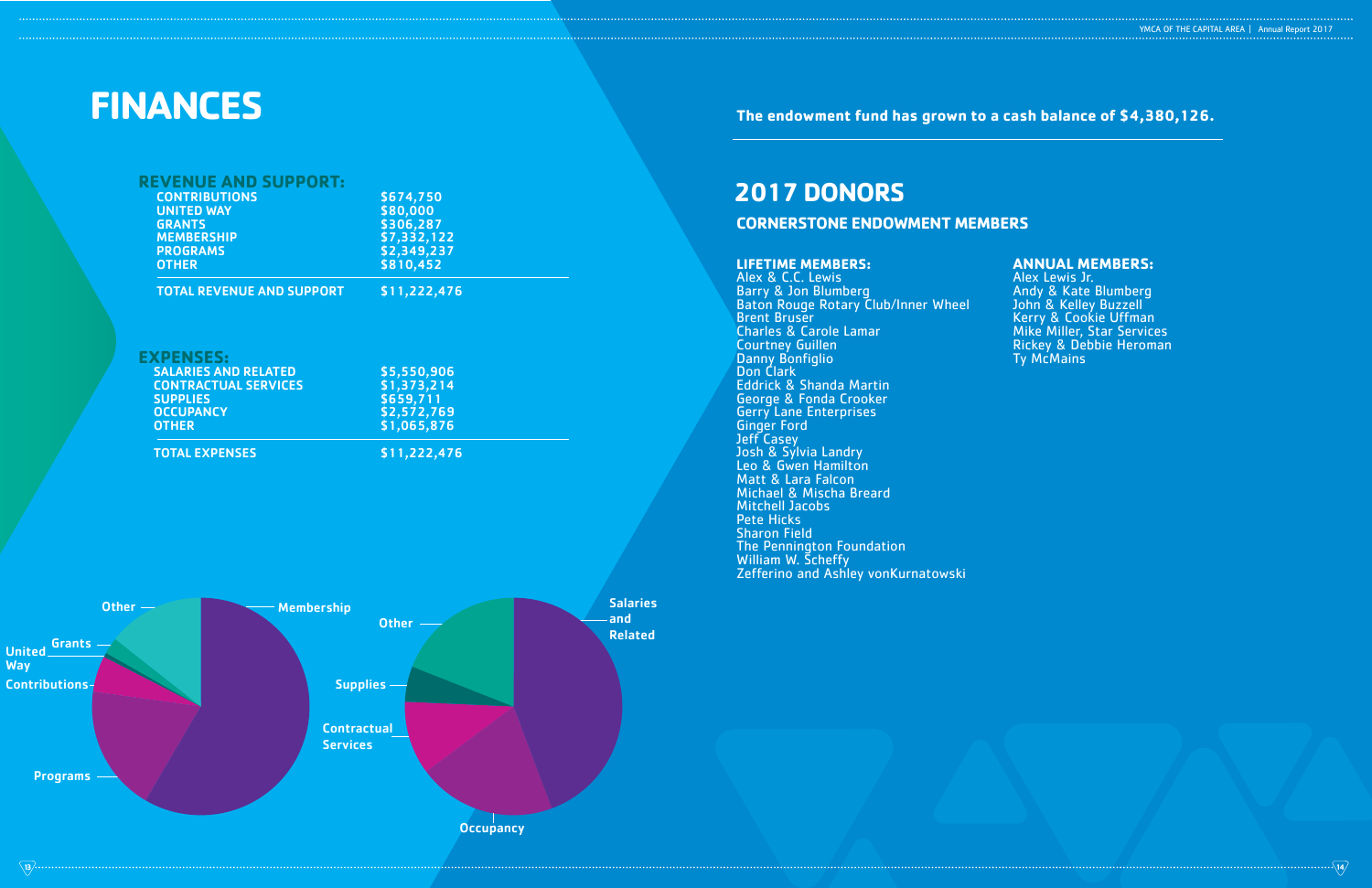# FINANCES

## REVENUE AND SUPPORT:

| | |
|---|---|
| CONTRIBUTIONS | $674,750 |
| UNITED WAY | $80,000 |
| GRANTS | $306,287 |
| MEMBERSHIP | $7,332,122 |
| PROGRAMS | $2,349,237 |
| OTHER | $810,452 |
| TOTAL REVENUE AND SUPPORT | $11,222,476 |

## EXPENSES:

| | |
|---|---|
| SALARIES AND RELATED | $5,550,906 |
| CONTRACTUAL SERVICES | $1,373,214 |
| SUPPLIES | $659,711 |
| OCCUPANCY | $2,572,769 |
| OTHER | $1,065,876 |
| TOTAL EXPENSES | $11,222,476 |

Other, Membership, Grants, United Way, Contributions, Programs

Other, Salaries and Related, Supplies, Contractual Services, Occupancy

**The endowment fund has grown to a cash balance of $4,380,126.**

# 2017 DONORS

## CORNERSTONE ENDOWMENT MEMBERS

### LIFETIME MEMBERS:

Alex & C.C. Lewis
Barry & Jon Blumberg
Baton Rouge Rotary Club/Inner Wheel
Brent Bruser
Charles & Carole Lamar
Courtney Guillen
Danny Bonfiglio
Don Clark
Eddrick & Shanda Martin
George & Fonda Crooker
Gerry Lane Enterprises
Ginger Ford
Jeff Casey
Josh & Sylvia Landry
Leo & Gwen Hamilton
Matt & Lara Falcon
Michael & Mischa Breard
Mitchell Jacobs
Pete Hicks
Sharon Field
The Pennington Foundation
William W. Scheffy
Zefferino and Ashley vonKurnatowski

### ANNUAL MEMBERS:

Alex Lewis Jr.
Andy & Kate Blumberg
John & Kelley Buzzell
Kerry & Cookie Uffman
Mike Miller, Star Services
Rickey & Debbie Heroman
Ty McMains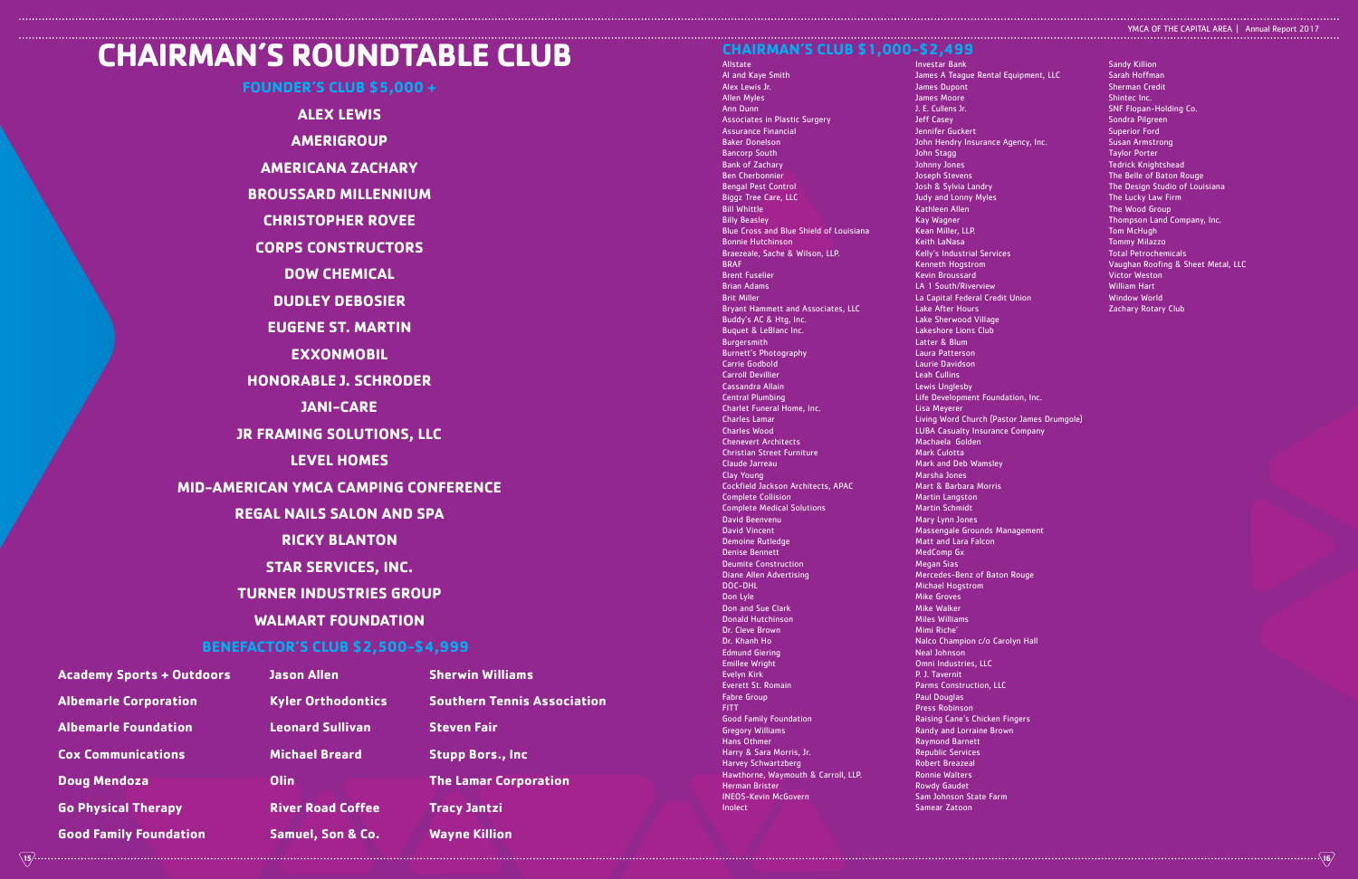# CHAIRMAN'S ROUNDTABLE CLUB

## FOUNDER'S CLUB $5,000 +

**ALEX LEWIS**

**AMERIGROUP**

**AMERICANA ZACHARY**

**BROUSSARD MILLENNIUM**

**CHRISTOPHER ROVEE**

**CORPS CONSTRUCTORS**

**DOW CHEMICAL**

**DUDLEY DEBOSIER**

**EUGENE ST. MARTIN**

**EXXONMOBIL**

**HONORABLE J. SCHRODER**

**JANI-CARE**

**JR FRAMING SOLUTIONS, LLC**

**LEVEL HOMES**

**MID-AMERICAN YMCA CAMPING CONFERENCE**

**REGAL NAILS SALON AND SPA**

**RICKY BLANTON**

**STAR SERVICES, INC.**

**TURNER INDUSTRIES GROUP**

**WALMART FOUNDATION**

## BENEFACTOR'S CLUB $2,500-$4,999

**Academy Sports + Outdoors**
**Albemarle Corporation**
**Albemarle Foundation**
**Cox Communications**
**Doug Mendoza**
**Go Physical Therapy**
**Good Family Foundation**
**Jason Allen**
**Kyler Orthodontics**
**Leonard Sullivan**
**Michael Breard**
**Olin**
**River Road Coffee**
**Samuel, Son & Co.**
**Sherwin Williams**
**Southern Tennis Association**
**Steven Fair**
**Stupp Bors., Inc**
**The Lamar Corporation**
**Tracy Jantzi**
**Wayne Killion**

## CHAIRMAN'S CLUB $1,000-$2,499

Allstate
Al and Kaye Smith
Alex Lewis Jr.
Allen Myles
Ann Dunn
Associates in Plastic Surgery
Assurance Financial
Baker Donelson
Bancorp South
Bank of Zachary
Ben Cherbonnier
Bengal Pest Control
Biggz Tree Care, LLC
Bill Whittle
Billy Beasley
Blue Cross and Blue Shield of Louisiana
Bonnie Hutchinson
Braezeale, Sache & Wilson, LLP.
BRAF
Brent Fuselier
Brian Adams
Brit Miller
Bryant Hammett and Associates, LLC
Buddy's AC & Htg, Inc.
Buquet & LeBlanc Inc.
Burgersmith
Burnett's Photography
Carrie Godbold
Carroll Devillier
Cassandra Allain
Central Plumbing
Charlet Funeral Home, Inc.
Charles Lamar
Charles Wood
Chenevert Architects
Christian Street Furniture
Claude Jarreau
Clay Young
Cockfield Jackson Architects, APAC
Complete Collision
Complete Medical Solutions
David Beenvenu
David Vincent
Demoine Rutledge
Denise Bennett
Deumite Construction
Diane Allen Advertising
DOC-DHL
Don Lyle
Don and Sue Clark
Donald Hutchinson
Dr. Cleve Brown
Dr. Khanh Ho
Edmund Giering
Emillee Wright
Evelyn Kirk
Everett St. Romain
Fabre Group
FITT
Good Family Foundation
Gregory Williams
Hans Othmer
Harry & Sara Morris, Jr.
Harvey Schwartzberg
Hawthorne, Waymouth & Carroll, LLP.
Herman Brister
INEOS-Kevin McGovern
Inolect
Investar Bank
James A Teague Rental Equipment, LLC
James Dupont
James Moore
J. E. Cullens Jr.
Jeff Casey
Jennifer Guckert
John Hendry Insurance Agency, Inc.
John Stagg
Johnny Jones
Joseph Stevens
Josh & Sylvia Landry
Judy and Lonny Myles
Kathleen Allen
Kay Wagner
Kean Miller, LLP.
Keith LaNasa
Kelly's Industrial Services
Kenneth Hogstrom
Kevin Broussard
LA 1 South/Riverview
La Capital Federal Credit Union
Lake After Hours
Lake Sherwood Village
Lakeshore Lions Club
Latter & Blum
Laura Patterson
Laurie Davidson
Leah Cullins
Lewis Unglesby
Life Development Foundation, Inc.
Lisa Meyerer
Living Word Church (Pastor James Drumgole)
LUBA Casualty Insurance Company
Machaela Golden
Mark Culotta
Mark and Deb Wamsley
Marsha Jones
Mart & Barbara Morris
Martin Langston
Martin Schmidt
Mary Lynn Jones
Massengale Grounds Management
Matt and Lara Falcon
MedComp Gx
Megan Sias
Mercedes-Benz of Baton Rouge
Michael Hogstrom
Mike Groves
Mike Walker
Miles Williams
Mimi Riche'
Nalco Champion c/o Carolyn Hall
Neal Johnson
Omni Industries, LLC
P. J. Tavernit
Parms Construction, LLC
Paul Douglas
Press Robinson
Raising Cane's Chicken Fingers
Randy and Lorraine Brown
Raymond Barnett
Republic Services
Robert Breazeal
Ronnie Walters
Rowdy Gaudet
Sam Johnson State Farm
Samear Zatoon
Sandy Killion
Sarah Hoffman
Sherman Credit
Shintec Inc.
SNF Flopan-Holding Co.
Sondra Pilgreen
Superior Ford
Susan Armstrong
Taylor Porter
Tedrick Knightshead
The Belle of Baton Rouge
The Design Studio of Louisiana
The Lucky Law Firm
The Wood Group
Thompson Land Company, Inc.
Tom McHugh
Tommy Milazzo
Total Petrochemicals
Vaughan Roofing & Sheet Metal, LLC
Victor Weston
William Hart
Window World
Zachary Rotary Club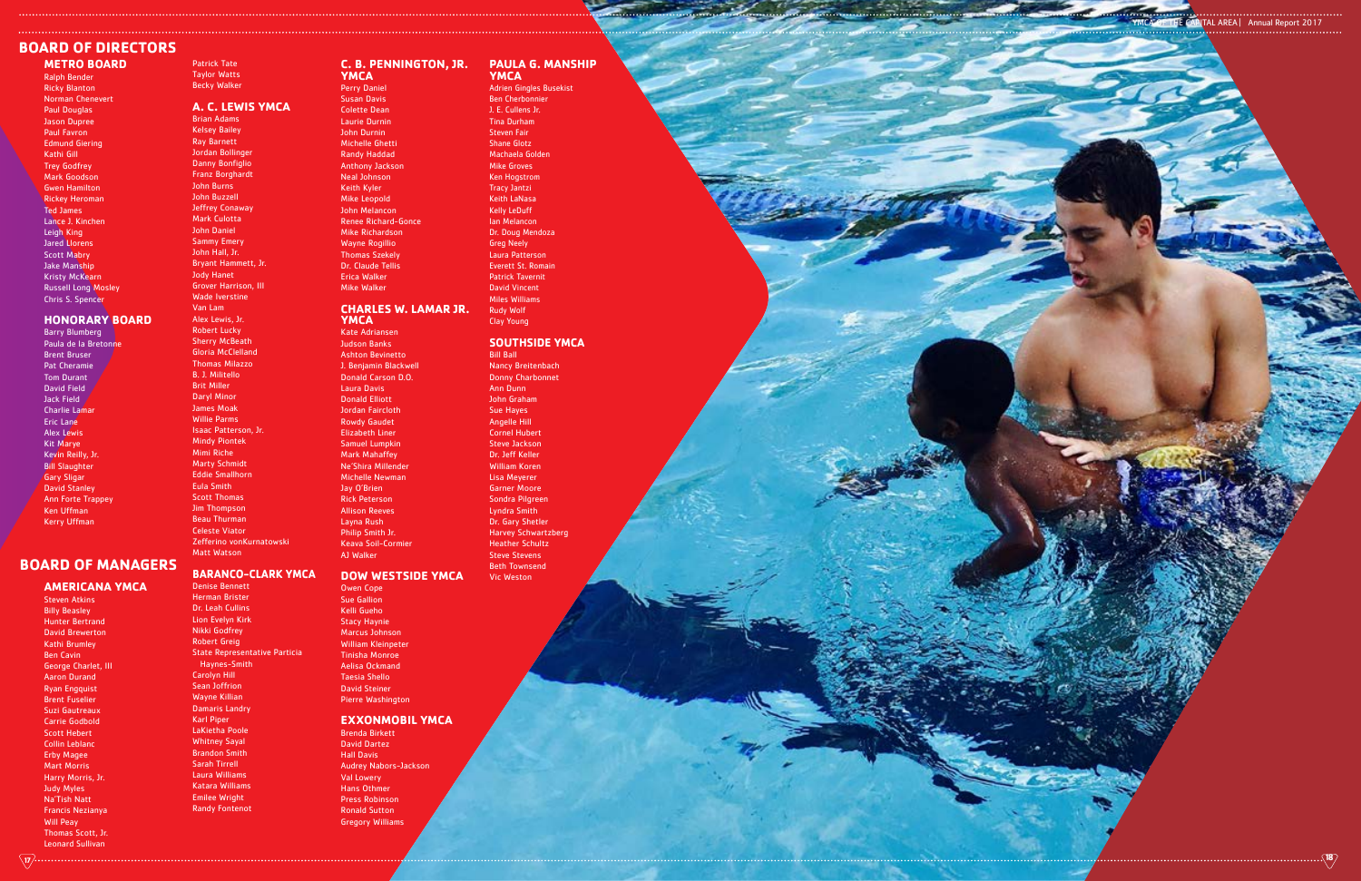# BOARD OF DIRECTORS

## METRO BOARD

Ralph Bender
Ricky Blanton
Norman Chenevert
Paul Douglas
Jason Dupree
Paul Favron
Edmund Giering
Kathi Gill
Trey Godfrey
Mark Goodson
Gwen Hamilton
Rickey Heroman
Ted James
Lance J. Kinchen
Leigh King
Jared Llorens
Scott Mabry
Jake Manship
Kristy McKearn
Russell Long Mosley
Chris S. Spencer
Patrick Tate
Taylor Watts
Becky Walker

## HONORARY BOARD

Barry Blumberg
Paula de la Bretonne
Brent Bruser
Pat Cheramie
Tom Durant
David Field
Jack Field
Charlie Lamar
Eric Lane
Alex Lewis
Kit Marye
Kevin Reilly, Jr.
Bill Slaughter
Gary Sligar
David Stanley
Ann Forte Trappey
Ken Uffman
Kerry Uffman

# BOARD OF MANAGERS

## AMERICANA YMCA

Steven Atkins
Billy Beasley
Hunter Bertrand
David Brewerton
Kathi Brumley
Ben Cavin
George Charlet, III
Aaron Durand
Ryan Engquist
Brent Fuselier
Suzi Gautreaux
Carrie Godbold
Scott Hebert
Collin Leblanc
Erby Magee
Mart Morris
Harry Morris, Jr.
Judy Myles
Na'Tish Natt
Francis Nezianya
Will Peay
Thomas Scott, Jr.
Leonard Sullivan

## A. C. LEWIS YMCA

Brian Adams
Kelsey Bailey
Ray Barnett
Jordan Bollinger
Danny Bonfiglio
Franz Borghardt
John Burns
John Buzzell
Jeffrey Conaway
Mark Culotta
John Daniel
Sammy Emery
John Hall, Jr.
Bryant Hammett, Jr.
Jody Hanet
Grover Harrison, III
Wade Iverstine
Van Lam
Alex Lewis, Jr.
Robert Lucky
Sherry McBeath
Gloria McClelland
Thomas Milazzo
B. J. Militello
Brit Miller
Daryl Minor
James Moak
Willie Parms
Isaac Patterson, Jr.
Mindy Piontek
Mimi Riche
Marty Schmidt
Eddie Smallhorn
Eula Smith
Scott Thomas
Jim Thompson
Beau Thurman
Celeste Viator
Zefferino vonKurnatowski
Matt Watson

## BARANCO-CLARK YMCA

Denise Bennett
Herman Brister
Dr. Leah Cullins
Lion Evelyn Kirk
Nikki Godfrey
Robert Greig
State Representative Particia Haynes-Smith
Carolyn Hill
Sean Joffrion
Wayne Killian
Damaris Landry
Karl Piper
LaKietha Poole
Whitney Sayal
Brandon Smith
Sarah Tirrell
Laura Williams
Katara Williams
Emilee Wright
Randy Fontenot

## C. B. PENNINGTON, JR. YMCA

Perry Daniel
Susan Davis
Colette Dean
Laurie Durnin
John Durnin
Michelle Ghetti
Randy Haddad
Anthony Jackson
Neal Johnson
Keith Kyler
Mike Leopold
John Melancon
Renee Richard-Gonce
Mike Richardson
Wayne Rogillio
Thomas Szekely
Dr. Claude Tellis
Erica Walker
Mike Walker

## CHARLES W. LAMAR JR. YMCA

Kate Adriansen
Judson Banks
Ashton Bevinetto
J. Benjamin Blackwell
Donald Carson D.O.
Laura Davis
Donald Elliott
Jordan Faircloth
Rowdy Gaudet
Elizabeth Liner
Samuel Lumpkin
Mark Mahaffey
Ne'Shira Millender
Michelle Newman
Jay O'Brien
Rick Peterson
Allison Reeves
Layna Rush
Philip Smith Jr.
Keava Soil-Cormier
AJ Walker

## DOW WESTSIDE YMCA

Owen Cope
Sue Gallion
Kelli Gueho
Stacy Haynie
Marcus Johnson
William Kleinpeter
Tinisha Monroe
Aelisa Ockmand
Taesia Shello
David Steiner
Pierre Washington

## EXXONMOBIL YMCA

Brenda Birkett
David Dartez
Hall Davis
Audrey Nabors-Jackson
Val Lowery
Hans Othmer
Press Robinson
Ronald Sutton
Gregory Williams

## PAULA G. MANSHIP YMCA

Adrien Gingles Busekist
Ben Cherbonnier
J. E. Cullens Jr.
Tina Durham
Steven Fair
Shane Glotz
Machaela Golden
Mike Groves
Ken Hogstrom
Tracy Jantzi
Keith LaNasa
Kelly LeDuff
Ian Melancon
Dr. Doug Mendoza
Greg Neely
Laura Patterson
Everett St. Romain
Patrick Tavernit
David Vincent
Miles Williams
Rudy Wolf
Clay Young

## SOUTHSIDE YMCA

Bill Ball
Nancy Breitenbach
Donny Charbonnet
Ann Dunn
John Graham
Sue Hayes
Angelle Hill
Cornel Hubert
Steve Jackson
Dr. Jeff Keller
William Koren
Lisa Meyerer
Garner Moore
Sondra Pilgreen
Lyndra Smith
Dr. Gary Shetler
Harvey Schwartzberg
Heather Schultz
Steve Stevens
Beth Townsend
Vic Weston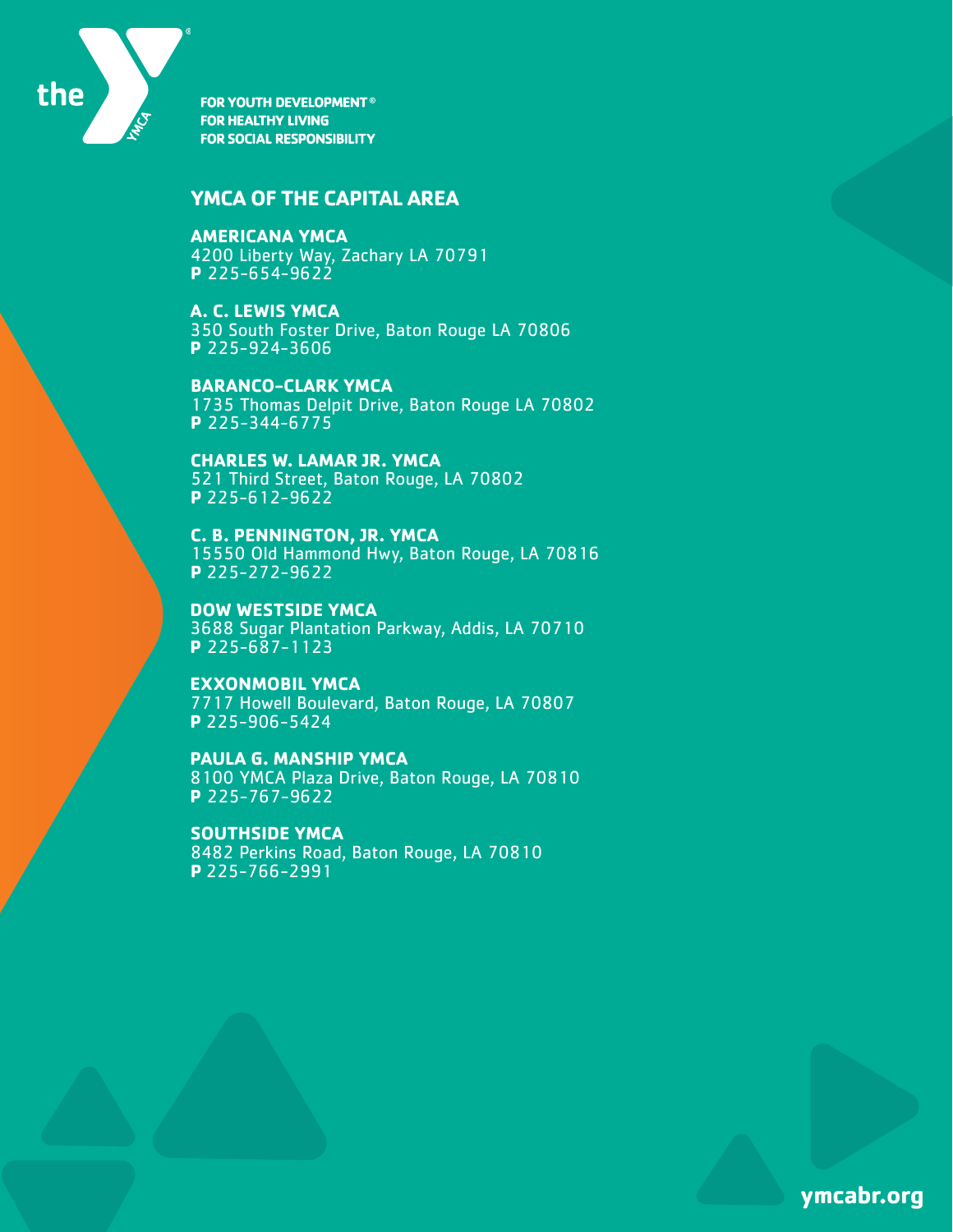the YMCA

**FOR YOUTH DEVELOPMENT®**
**FOR HEALTHY LIVING**
**FOR SOCIAL RESPONSIBILITY**

## YMCA OF THE CAPITAL AREA

**AMERICANA YMCA**
4200 Liberty Way, Zachary LA 70791
**P** 225-654-9622

**A. C. LEWIS YMCA**
350 South Foster Drive, Baton Rouge LA 70806
**P** 225-924-3606

**BARANCO-CLARK YMCA**
1735 Thomas Delpit Drive, Baton Rouge LA 70802
**P** 225-344-6775

**CHARLES W. LAMAR JR. YMCA**
521 Third Street, Baton Rouge, LA 70802
**P** 225-612-9622

**C. B. PENNINGTON, JR. YMCA**
15550 Old Hammond Hwy, Baton Rouge, LA 70816
**P** 225-272-9622

**DOW WESTSIDE YMCA**
3688 Sugar Plantation Parkway, Addis, LA 70710
**P** 225-687-1123

**EXXONMOBIL YMCA**
7717 Howell Boulevard, Baton Rouge, LA 70807
**P** 225-906-5424

**PAULA G. MANSHIP YMCA**
8100 YMCA Plaza Drive, Baton Rouge, LA 70810
**P** 225-767-9622

**SOUTHSIDE YMCA**
8482 Perkins Road, Baton Rouge, LA 70810
**P** 225-766-2991

**ymcabr.org**